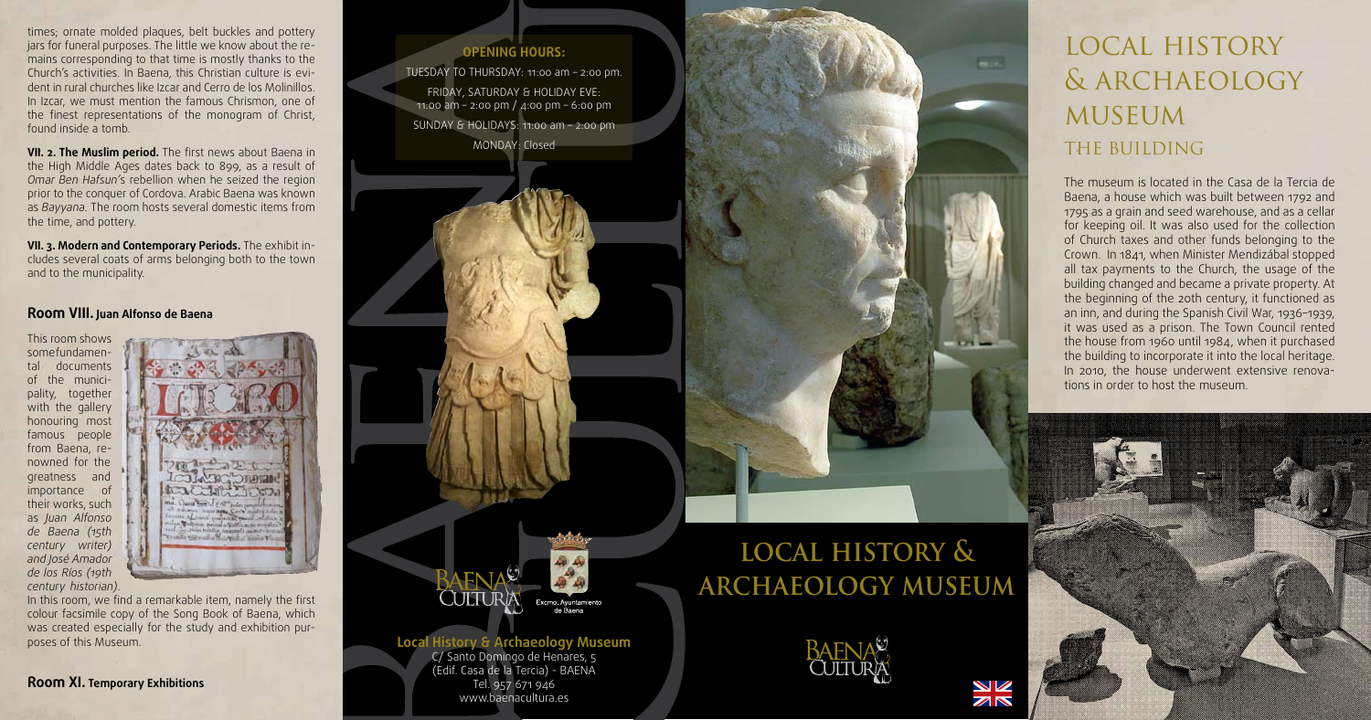times; ornate molded plaques, belt buckles and pottery jars for funeral purposes. The little we know about the remains corresponding to that time is mostly thanks to the Church's activities. In Baena, this Christian culture is evident in rural churches like Izcar and Cerro de los Molinillos. In Izcar, we must mention the famous Chrismon, one of the finest representations of the monogram of Christ, found inside a tomb.

**VII. 2. The Muslim period.** The first news about Baena in the High Middle Ages dates back to 899, as a result of *Omar Ben Hafsun's* rebellion when he seized the region prior to the conquer of Cordova. Arabic Baena was known as *Bayyana*. The room hosts several domestic items from the time, and pottery.

**VII. 3. Modern and Contemporary Periods.** The exhibit includes several coats of arms belonging both to the town and to the municipality.

### Room VIII. Juan Alfonso de Baena

This room shows some fundamental documents of the municipality, together with the gallery honouring most famous people from Baena, renowned for the greatness and importance of their works, such as *Juan Alfonso de Baena (15th century writer) and José Amador de los Ríos (19th century historian)*.

In this room, we find a remarkable item, namely the first colour facsimile copy of the Song Book of Baena, which was created especially for the study and exhibition purposes of this Museum.

### Room XI. Temporary Exhibitions

**OPENING HOURS:**

TUESDAY TO THURSDAY: 11:00 am – 2:00 pm.

FRIDAY, SATURDAY & HOLIDAY EVE: 11:00 am – 2:00 pm / 4:00 pm – 6:00 pm

SUNDAY & HOLIDAYS: 11:00 am – 2:00 pm

MONDAY: Closed

BAENA CULTURA

Excmo. Ayuntamiento de Baena

**Local History & Archaeology Museum**

C/ Santo Domingo de Henares, 5
(Edif. Casa de la Tercia) - BAENA
Tel. 957 671 946
www.baenacultura.es

# LOCAL HISTORY & ARCHAEOLOGY MUSEUM

BAENA CULTURA

# LOCAL HISTORY & ARCHAEOLOGY MUSEUM

## THE BUILDING

The museum is located in the Casa de la Tercia de Baena, a house which was built between 1792 and 1795 as a grain and seed warehouse, and as a cellar for keeping oil. It was also used for the collection of Church taxes and other funds belonging to the Crown. In 1841, when Minister Mendizábal stopped all tax payments to the Church, the usage of the building changed and became a private property. At the beginning of the 20th century, it functioned as an inn, and during the Spanish Civil War, 1936–1939, it was used as a prison. The Town Council rented the house from 1960 until 1984, when it purchased the building to incorporate it into the local heritage. In 2010, the house underwent extensive renovations in order to host the museum.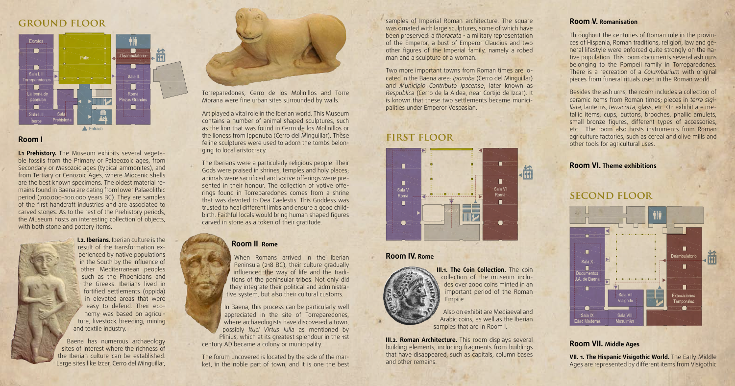## GROUND FLOOR

Exvotos

Patio

Sala I, III Torreparedones

La leona de Ipponuba

Sala I, II Íberos

Sala I Prehistoria

Deambulatorio

Sala II

Roma Piezas Grandes

Entrada

### Room I

**I.1 Prehistory.** The Museum exhibits several vegetable fossils from the Primary or Palaeozoic ages, from Secondary or Mesozoic ages (typical ammonites), and from Tertiary or Cenozoic Ages, where Miocenic shells are the best known specimens. The oldest material remains found in Baena are dating from lower Palaeolithic period (700.000-100.000 years BC). They are samples of the first handcraft industries and are associated to carved stones. As to the rest of the Prehistory periods, the Museum hosts an interesting collection of objects, with both stone and pottery items.

**I.2. Iberians.** Iberian culture is the result of the transformation experienced by native populations in the South by the influence of other Mediterranean peoples such as the Phoenicians and the Greeks. Iberians lived in fortified settlements (oppida) in elevated areas that were easy to defend. Their economy was based on agriculture, livestock breeding, mining and textile industry.

Baena has numerous archaeology sites of interest where the richness of the Iberian culture can be established. Large sites like Izcar, Cerro del Minguillar, Torreparedones, Cerro de los Molinillos and Torre Morana were fine urban sites surrounded by walls.

Art played a vital role in the Iberian world. This Museum contains a number of animal shaped sculptures, such as the lion that was found in Cerro de los Molinillos or the lioness from Ipponuba (Cerro del Minguillar). These feline sculptures were used to adorn the tombs belonging to local aristocracy.

The Iberians were a particularly religious people. Their Gods were praised in shrines, temples and holy places; animals were sacrificed and votive offerings were presented in their honour. The collection of votive offerings found in Torreparedones comes from a shrine that was devoted to Dea Caelestis. This Goddess was trusted to heal different limbs and ensure a good childbirth. Faithful locals would bring human shaped figures carved in stone as a token of their gratitude.

### Room II. Rome

When Romans arrived in the Iberian Peninsula (218 BC), their culture gradually influenced the way of life and the traditions of the peninsular tribes. Not only did they integrate their political and administrative system, but also their cultural customs.

In Baena, this process can be particularly well appreciated in the site of Torreparedones, where archaeologists have discovered a town, possibly *Ituci Virtus Iulia* as mentioned by Plinius, which at its greatest splendour in the 1st century AD became a colony or municipality.

The forum uncovered is located by the side of the market, in the noble part of town, and it is one the best samples of Imperial Roman architecture. The square was ornated with large sculptures, some of which have been preserved: a *thoracata* - a military representation of the Emperor, a bust of Emperor Claudius and two other figures of the Imperial family, namely a robed man and a sculpture of a woman.

Two more important towns from Roman times are located in the Baena area: *Iponoba* (Cerro del Minguillar) and *Municipio Contributo Ipscense*, later known as *Respublica* (Cerro de la Aldea, near Cortijo de Izcar). It is known that these two settlements became municipalities under Emperor Vespasian.

## FIRST FLOOR

Sala V Roma

Sala IV

Sala VI Roma

### Room IV. Rome

**III.1. The Coin Collection.** The coin collection of the museum includes over 2000 coins minted in an important period of the Roman Empire.

Also on exhibit are Mediaeval and Arabic coins, as well as the Iberian samples that are in Room I.

**III.2. Roman Architecture.** This room displays several building elements, including fragments from buildings that have disappeared, such as capitals, column bases and other remains.

### Room V. Romanisation

Throughout the centuries of Roman rule in the provinces of Hispania, Roman traditions, religion, law and general lifestyle were enforced quite strongly on the native population. This room documents several ash urns belonging to the Pompeii family in Torreparedones. There is a recreation of a *Columbarium* with original pieces from funeral rituals used in the Roman world.

Besides the ash urns, the room includes a collection of ceramic items from Roman times; pieces in *terra sigillata*, lanterns, *terracotta*, glass, etc. On exhibit are metallic items, cups, buttons, brooches, phallic amulets, small bronze figures, different types of accessories, etc... The room also hosts instruments from Roman agriculture factories, such as cereal and olive mills and other tools for agricultural uses.

### Room VI. Theme exhibitions

## SECOND FLOOR

Sala X Documentos J.A. de Baena

Sala IX Edad Moderna

Sala VII Visigodo

Sala VIII Musulmán

Deambulatorio

Exposiciones Temporales

### Room VII. Middle Ages

**VII. 1. The Hispanic Visigothic World.** The Early Middle Ages are represented by different items from Visigothic